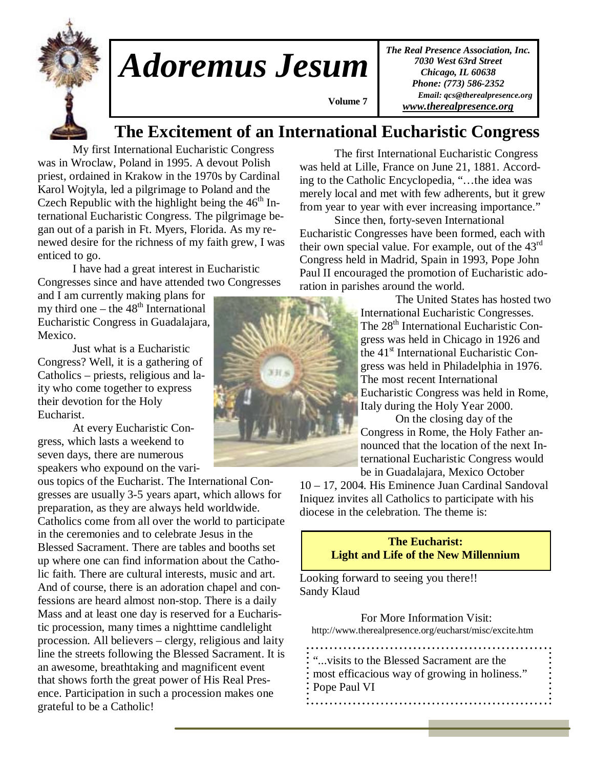# Adoremus Jesum

Volume 7

*The Real Presence Association, Inc.*
*7030 West 63rd Street*
*Chicago, IL 60638*
*Phone: (773) 586-2352*
*Email: qcs@therealpresence.org*
*www.therealpresence.org*

## The Excitement of an International Eucharistic Congress

My first International Eucharistic Congress was in Wroclaw, Poland in 1995. A devout Polish priest, ordained in Krakow in the 1970s by Cardinal Karol Wojtyla, led a pilgrimage to Poland and the Czech Republic with the highlight being the 46th International Eucharistic Congress. The pilgrimage began out of a parish in Ft. Myers, Florida. As my renewed desire for the richness of my faith grew, I was enticed to go.

I have had a great interest in Eucharistic Congresses since and have attended two Congresses and I am currently making plans for my third one – the 48th International Eucharistic Congress in Guadalajara, Mexico.

Just what is a Eucharistic Congress? Well, it is a gathering of Catholics – priests, religious and laity who come together to express their devotion for the Holy Eucharist.

At every Eucharistic Congress, which lasts a weekend to seven days, there are numerous speakers who expound on the various topics of the Eucharist. The International Congresses are usually 3-5 years apart, which allows for preparation, as they are always held worldwide. Catholics come from all over the world to participate in the ceremonies and to celebrate Jesus in the Blessed Sacrament. There are tables and booths set up where one can find information about the Catholic faith. There are cultural interests, music and art. And of course, there is an adoration chapel and confessions are heard almost non-stop. There is a daily Mass and at least one day is reserved for a Eucharistic procession, many times a nighttime candlelight procession. All believers – clergy, religious and laity line the streets following the Blessed Sacrament. It is an awesome, breathtaking and magnificent event that shows forth the great power of His Real Presence. Participation in such a procession makes one grateful to be a Catholic!

The first International Eucharistic Congress was held at Lille, France on June 21, 1881. According to the Catholic Encyclopedia, "…the idea was merely local and met with few adherents, but it grew from year to year with ever increasing importance."

Since then, forty-seven International Eucharistic Congresses have been formed, each with their own special value. For example, out of the 43rd Congress held in Madrid, Spain in 1993, Pope John Paul II encouraged the promotion of Eucharistic adoration in parishes around the world.

The United States has hosted two International Eucharistic Congresses. The 28th International Eucharistic Congress was held in Chicago in 1926 and the 41st International Eucharistic Congress was held in Philadelphia in 1976. The most recent International Eucharistic Congress was held in Rome, Italy during the Holy Year 2000.

On the closing day of the Congress in Rome, the Holy Father announced that the location of the next International Eucharistic Congress would be in Guadalajara, Mexico October 10 – 17, 2004. His Eminence Juan Cardinal Sandoval Iniquez invites all Catholics to participate with his diocese in the celebration. The theme is:

**The Eucharist:**
**Light and Life of the New Millennium**

Looking forward to seeing you there!!
Sandy Klaud

For More Information Visit:
http://www.therealpresence.org/eucharst/misc/excite.htm

"...visits to the Blessed Sacrament are the most efficacious way of growing in holiness."
Pope Paul VI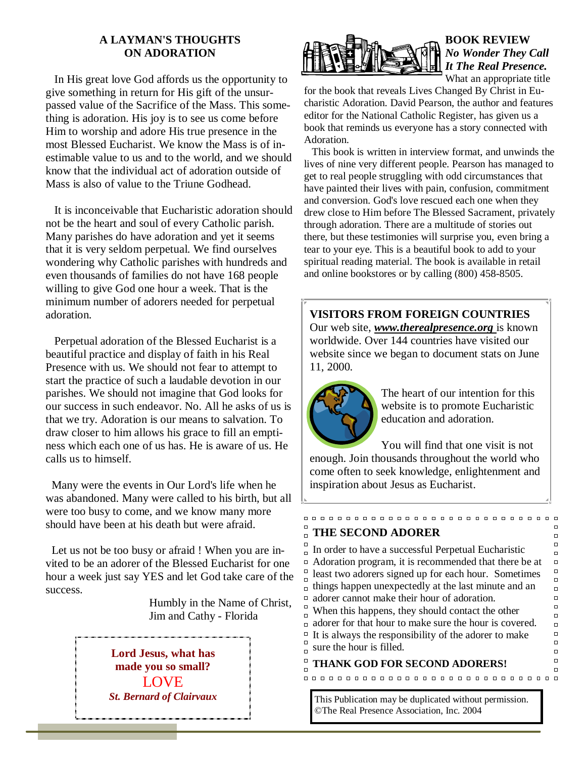## A LAYMAN'S THOUGHTS ON ADORATION

In His great love God affords us the opportunity to give something in return for His gift of the unsurpassed value of the Sacrifice of the Mass. This something is adoration. His joy is to see us come before Him to worship and adore His true presence in the most Blessed Eucharist. We know the Mass is of inestimable value to us and to the world, and we should know that the individual act of adoration outside of Mass is also of value to the Triune Godhead.

It is inconceivable that Eucharistic adoration should not be the heart and soul of every Catholic parish. Many parishes do have adoration and yet it seems that it is very seldom perpetual. We find ourselves wondering why Catholic parishes with hundreds and even thousands of families do not have 168 people willing to give God one hour a week. That is the minimum number of adorers needed for perpetual adoration.

Perpetual adoration of the Blessed Eucharist is a beautiful practice and display of faith in his Real Presence with us. We should not fear to attempt to start the practice of such a laudable devotion in our parishes. We should not imagine that God looks for our success in such endeavor. No. All he asks of us is that we try. Adoration is our means to salvation. To draw closer to him allows his grace to fill an emptiness which each one of us has. He is aware of us. He calls us to himself.

Many were the events in Our Lord's life when he was abandoned. Many were called to his birth, but all were too busy to come, and we know many more should have been at his death but were afraid.

Let us not be too busy or afraid ! When you are invited to be an adorer of the Blessed Eucharist for one hour a week just say YES and let God take care of the success.

Humbly in the Name of Christ,
Jim and Cathy - Florida

**Lord Jesus, what has made you so small?**
LOVE
***St. Bernard of Clairvaux***

## BOOK REVIEW
### *No Wonder They Call It The Real Presence.*

What an appropriate title for the book that reveals Lives Changed By Christ in Eucharistic Adoration. David Pearson, the author and features editor for the National Catholic Register, has given us a book that reminds us everyone has a story connected with Adoration.

This book is written in interview format, and unwinds the lives of nine very different people. Pearson has managed to get to real people struggling with odd circumstances that have painted their lives with pain, confusion, commitment and conversion. God's love rescued each one when they drew close to Him before The Blessed Sacrament, privately through adoration. There are a multitude of stories out there, but these testimonies will surprise you, even bring a tear to your eye. This is a beautiful book to add to your spiritual reading material. The book is available in retail and online bookstores or by calling (800) 458-8505.

## VISITORS FROM FOREIGN COUNTRIES

Our web site, ***www.therealpresence.org*** is known worldwide. Over 144 countries have visited our website since we began to document stats on June 11, 2000.

The heart of our intention for this website is to promote Eucharistic education and adoration.

You will find that one visit is not enough. Join thousands throughout the world who come often to seek knowledge, enlightenment and inspiration about Jesus as Eucharist.

## THE SECOND ADORER

In order to have a successful Perpetual Eucharistic Adoration program, it is recommended that there be at least two adorers signed up for each hour. Sometimes things happen unexpectedly at the last minute and an adorer cannot make their hour of adoration. When this happens, they should contact the other adorer for that hour to make sure the hour is covered. It is always the responsibility of the adorer to make sure the hour is filled.

**THANK GOD FOR SECOND ADORERS!**

This Publication may be duplicated without permission.
©The Real Presence Association, Inc. 2004